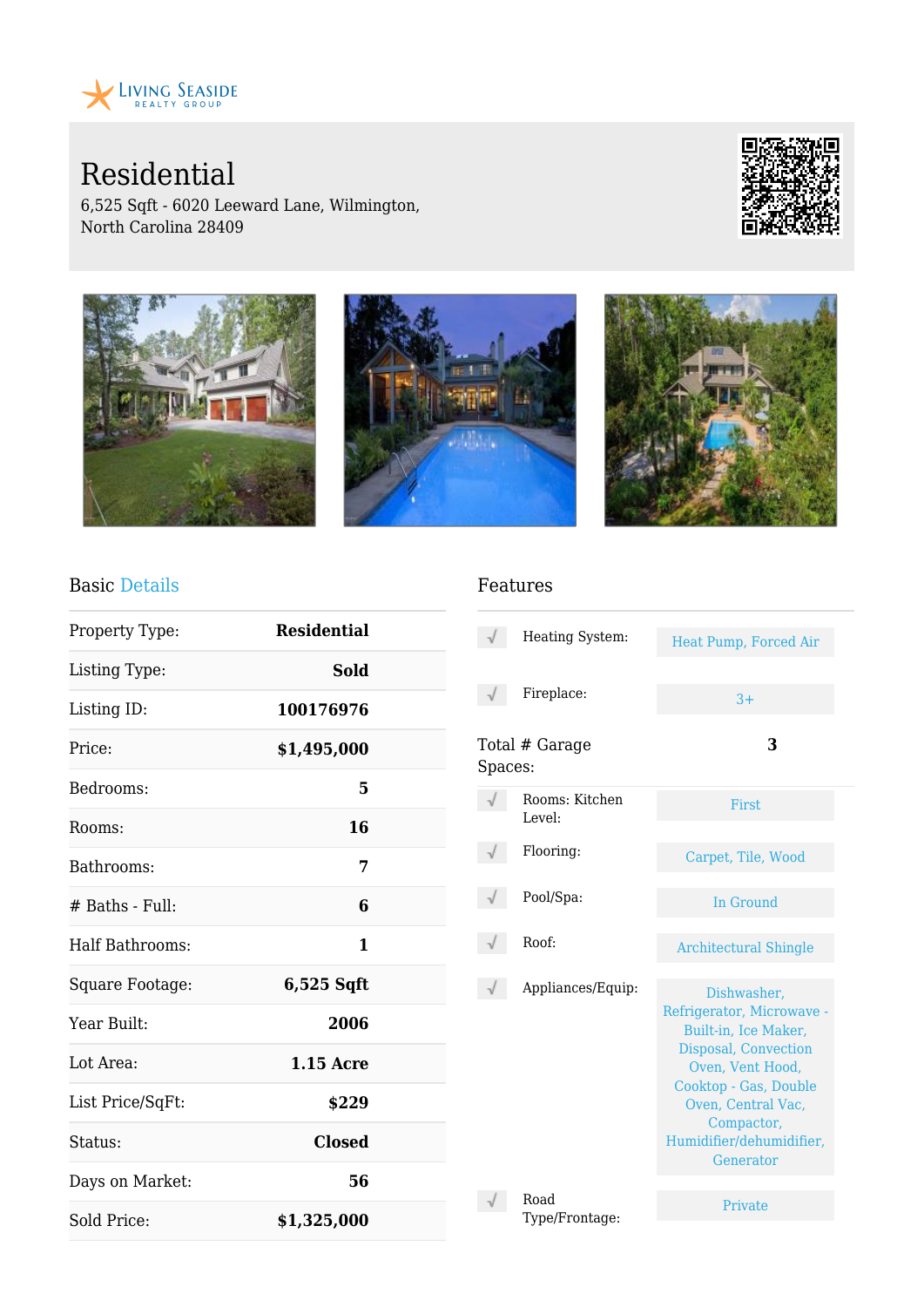Living Seaside Realty Group

# Residential

6,525 Sqft - 6020 Leeward Lane, Wilmington, North Carolina 28409

## Basic Details

| | |
|---|---|
| Property Type: | **Residential** |
| Listing Type: | **Sold** |
| Listing ID: | **100176976** |
| Price: | **$1,495,000** |
| Bedrooms: | **5** |
| Rooms: | **16** |
| Bathrooms: | **7** |
| # Baths - Full: | **6** |
| Half Bathrooms: | **1** |
| Square Footage: | **6,525 Sqft** |
| Year Built: | **2006** |
| Lot Area: | **1.15 Acre** |
| List Price/SqFt: | **$229** |
| Status: | **Closed** |
| Days on Market: | **56** |
| Sold Price: | **$1,325,000** |

## Features

| | |
|---|---|
| Heating System: | Heat Pump, Forced Air |
| Fireplace: | 3+ |
| Total # Garage Spaces: | 3 |
| Rooms: Kitchen Level: | First |
| Flooring: | Carpet, Tile, Wood |
| Pool/Spa: | In Ground |
| Roof: | Architectural Shingle |
| Appliances/Equip: | Dishwasher, Refrigerator, Microwave - Built-in, Ice Maker, Disposal, Convection Oven, Vent Hood, Cooktop - Gas, Double Oven, Central Vac, Compactor, Humidifier/dehumidifier, Generator |
| Road Type/Frontage: | Private |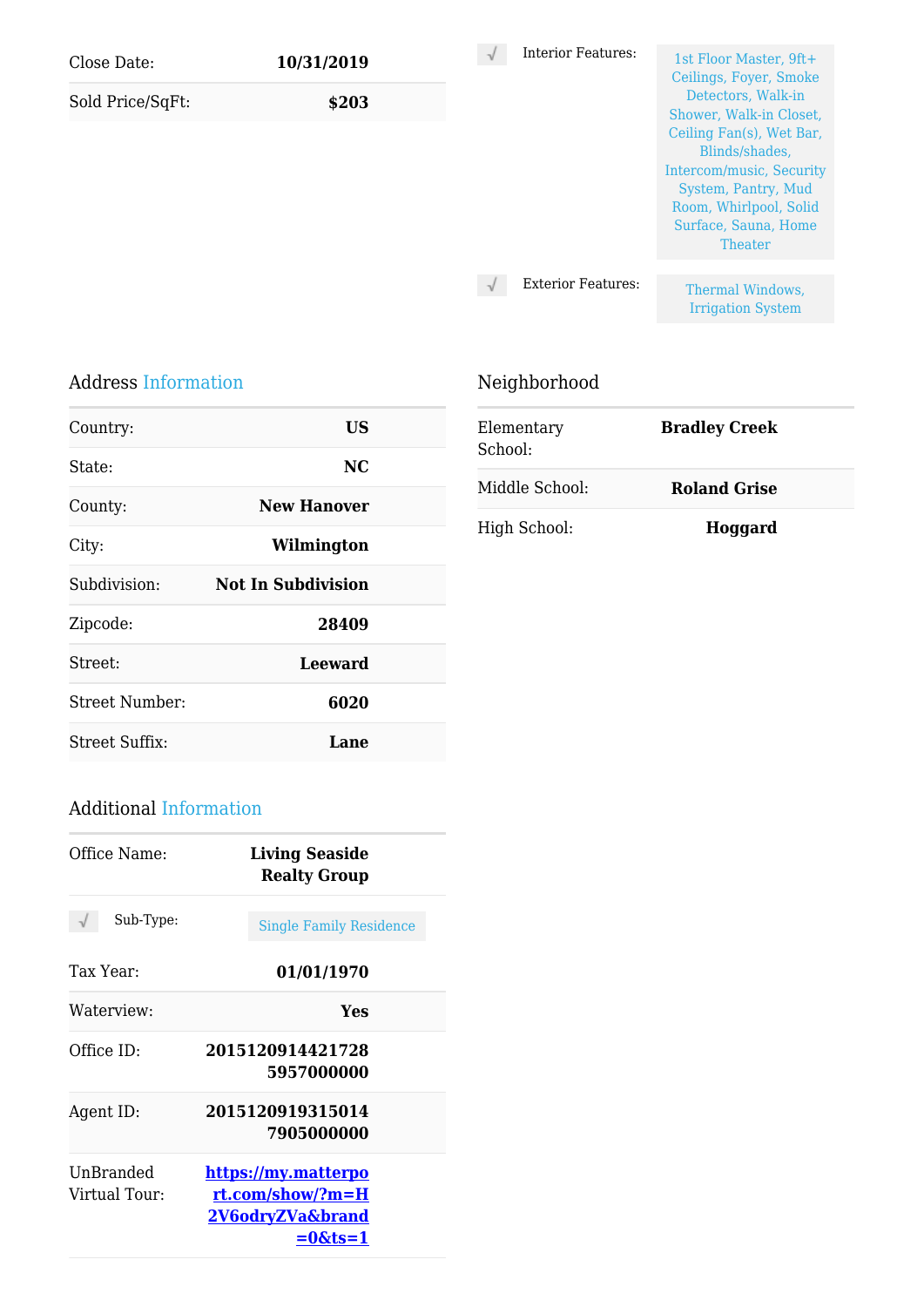| | |
|---|---|
| Close Date: | **10/31/2019** |
| Sold Price/SqFt: | **$203** |

√ Interior Features: 1st Floor Master, 9ft+ Ceilings, Foyer, Smoke Detectors, Walk-in Shower, Walk-in Closet, Ceiling Fan(s), Wet Bar, Blinds/shades, Intercom/music, Security System, Pantry, Mud Room, Whirlpool, Solid Surface, Sauna, Home Theater

√ Exterior Features: Thermal Windows, Irrigation System

## Address Information

| | |
|---|---|
| Country: | **US** |
| State: | **NC** |
| County: | **New Hanover** |
| City: | **Wilmington** |
| Subdivision: | **Not In Subdivision** |
| Zipcode: | **28409** |
| Street: | **Leeward** |
| Street Number: | **6020** |
| Street Suffix: | **Lane** |

## Neighborhood

| | |
|---|---|
| Elementary School: | **Bradley Creek** |
| Middle School: | **Roland Grise** |
| High School: | **Hoggard** |

## Additional Information

| | |
|---|---|
| Office Name: | **Living Seaside Realty Group** |
| √ Sub-Type: | Single Family Residence |
| Tax Year: | **01/01/1970** |
| Waterview: | **Yes** |
| Office ID: | **20151209144217285957000000** |
| Agent ID: | **20151209193150147905000000** |
| UnBranded Virtual Tour: | **[https://my.matterport.com/show/?m=H2V6odryZVa&brand=0&ts=1](https://my.matterport.com/show/?m=H2V6odryZVa&brand=0&ts=1)** |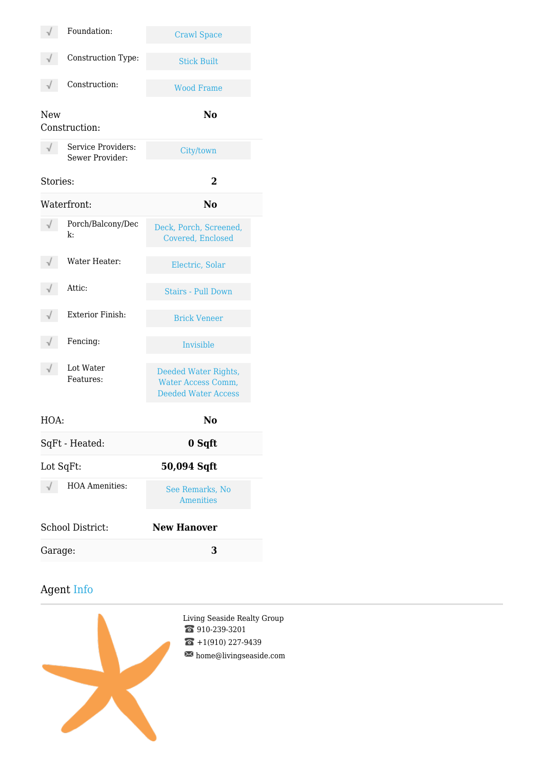| | |
|---|---|
| √ Foundation: | Crawl Space |
| √ Construction Type: | Stick Built |
| √ Construction: | Wood Frame |
| New Construction: | **No** |
| √ Service Providers: Sewer Provider: | City/town |
| Stories: | **2** |
| Waterfront: | **No** |
| √ Porch/Balcony/Deck: | Deck, Porch, Screened, Covered, Enclosed |
| √ Water Heater: | Electric, Solar |
| √ Attic: | Stairs - Pull Down |
| √ Exterior Finish: | Brick Veneer |
| √ Fencing: | Invisible |
| √ Lot Water Features: | Deeded Water Rights, Water Access Comm, Deeded Water Access |
| HOA: | **No** |
| SqFt - Heated: | **0 Sqft** |
| Lot SqFt: | **50,094 Sqft** |
| √ HOA Amenities: | See Remarks, No Amenities |
| School District: | **New Hanover** |
| Garage: | **3** |

## Agent Info

Living Seaside Realty Group
☎ 910-239-3201
☎ +1(910) 227-9439
✉ home@livingseaside.com